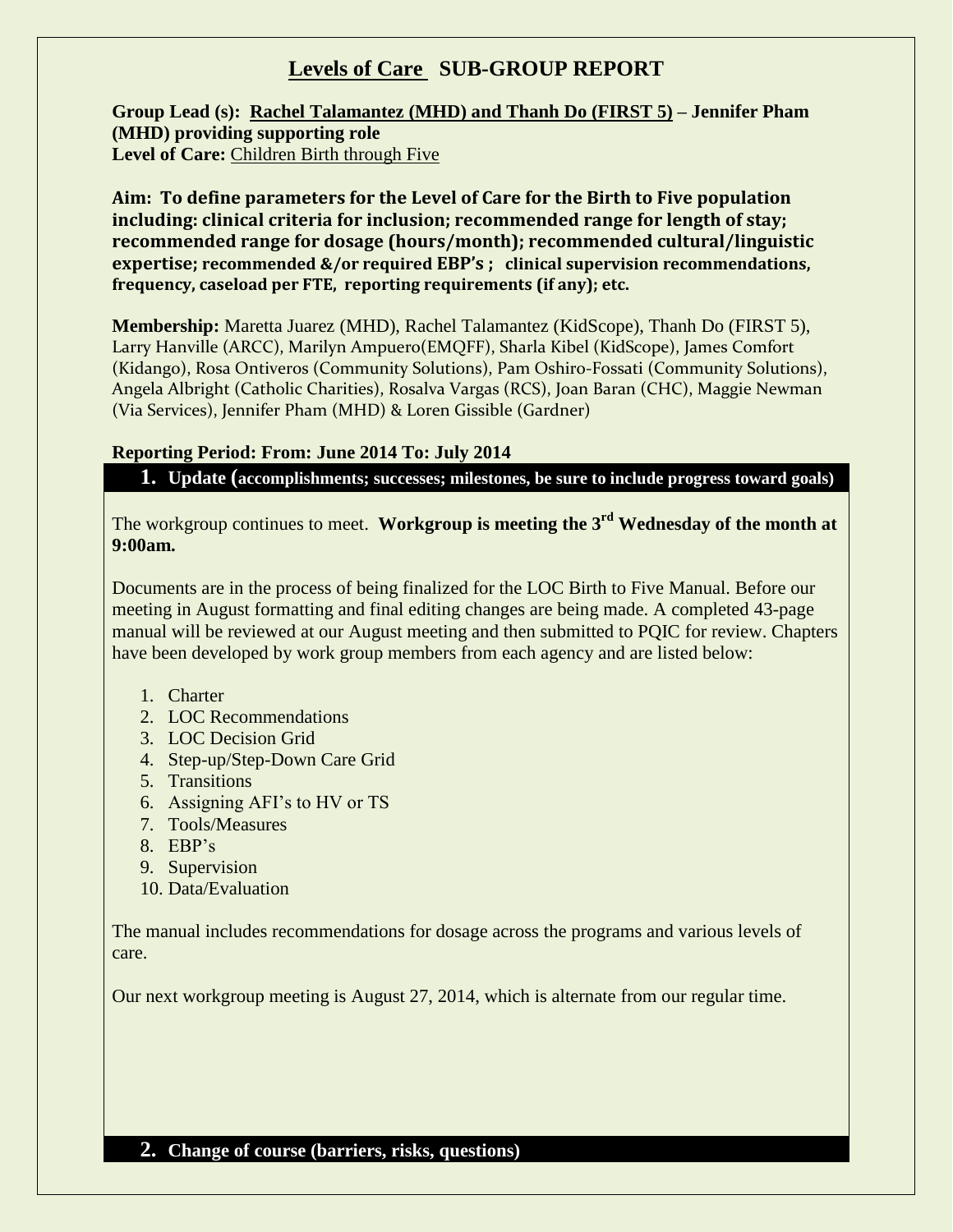# Levels of Care SUB-GROUP REPORT

**Group Lead (s): Rachel Talamantez (MHD) and Thanh Do (FIRST 5) – Jennifer Pham (MHD) providing supporting role**
**Level of Care:** Children Birth through Five

**Aim: To define parameters for the Level of Care for the Birth to Five population including: clinical criteria for inclusion; recommended range for length of stay; recommended range for dosage (hours/month); recommended cultural/linguistic expertise; recommended &/or required EBP's ; clinical supervision recommendations, frequency, caseload per FTE, reporting requirements (if any); etc.**

**Membership:** Maretta Juarez (MHD), Rachel Talamantez (KidScope), Thanh Do (FIRST 5), Larry Hanville (ARCC), Marilyn Ampuero(EMQFF), Sharla Kibel (KidScope), James Comfort (Kidango), Rosa Ontiveros (Community Solutions), Pam Oshiro-Fossati (Community Solutions), Angela Albright (Catholic Charities), Rosalva Vargas (RCS), Joan Baran (CHC), Maggie Newman (Via Services), Jennifer Pham (MHD) & Loren Gissible (Gardner)

**Reporting Period: From: June 2014 To: July 2014**

## 1. Update (accomplishments; successes; milestones, be sure to include progress toward goals)

The workgroup continues to meet. **Workgroup is meeting the 3rd Wednesday of the month at 9:00am.**

Documents are in the process of being finalized for the LOC Birth to Five Manual. Before our meeting in August formatting and final editing changes are being made. A completed 43-page manual will be reviewed at our August meeting and then submitted to PQIC for review. Chapters have been developed by work group members from each agency and are listed below:

1. Charter
2. LOC Recommendations
3. LOC Decision Grid
4. Step-up/Step-Down Care Grid
5. Transitions
6. Assigning AFI's to HV or TS
7. Tools/Measures
8. EBP's
9. Supervision
10. Data/Evaluation

The manual includes recommendations for dosage across the programs and various levels of care.

Our next workgroup meeting is August 27, 2014, which is alternate from our regular time.

## 2. Change of course (barriers, risks, questions)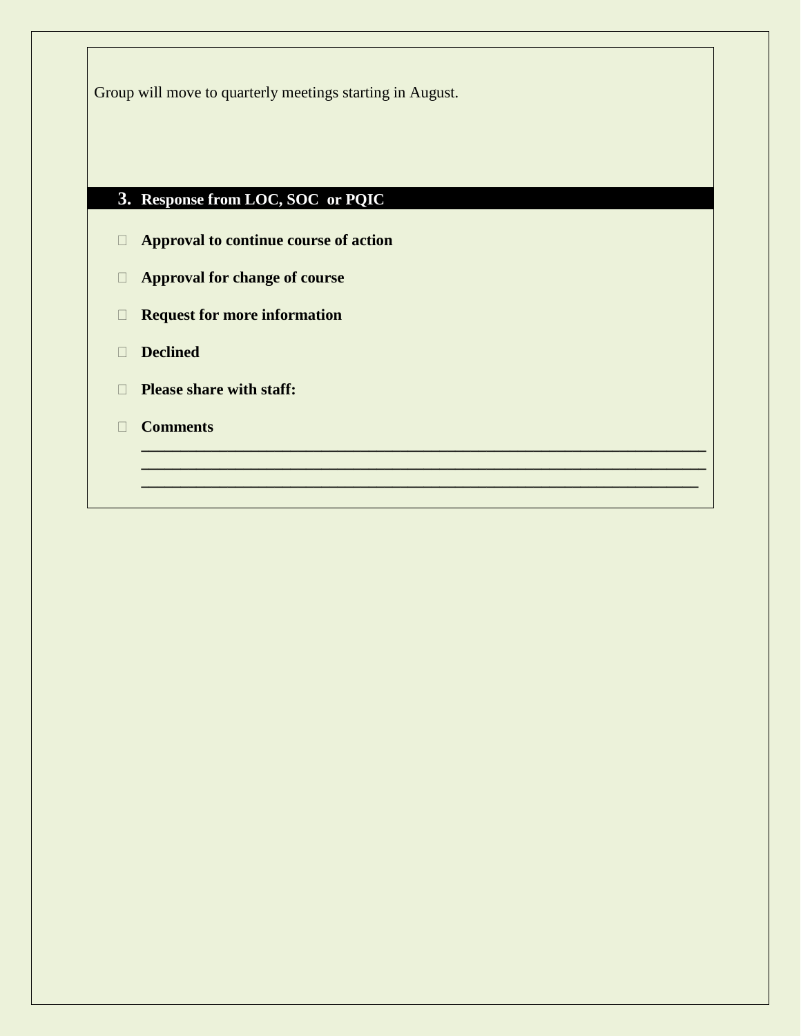Group will move to quarterly meetings starting in August.

## 3. Response from LOC, SOC or PQIC

- ☐ **Approval to continue course of action**
- ☐ **Approval for change of course**
- ☐ **Request for more information**
- ☐ **Declined**
- ☐ **Please share with staff:**
- ☐ **Comments**

____________________________________________________________________________

____________________________________________________________________________

___________________________________________________________________________